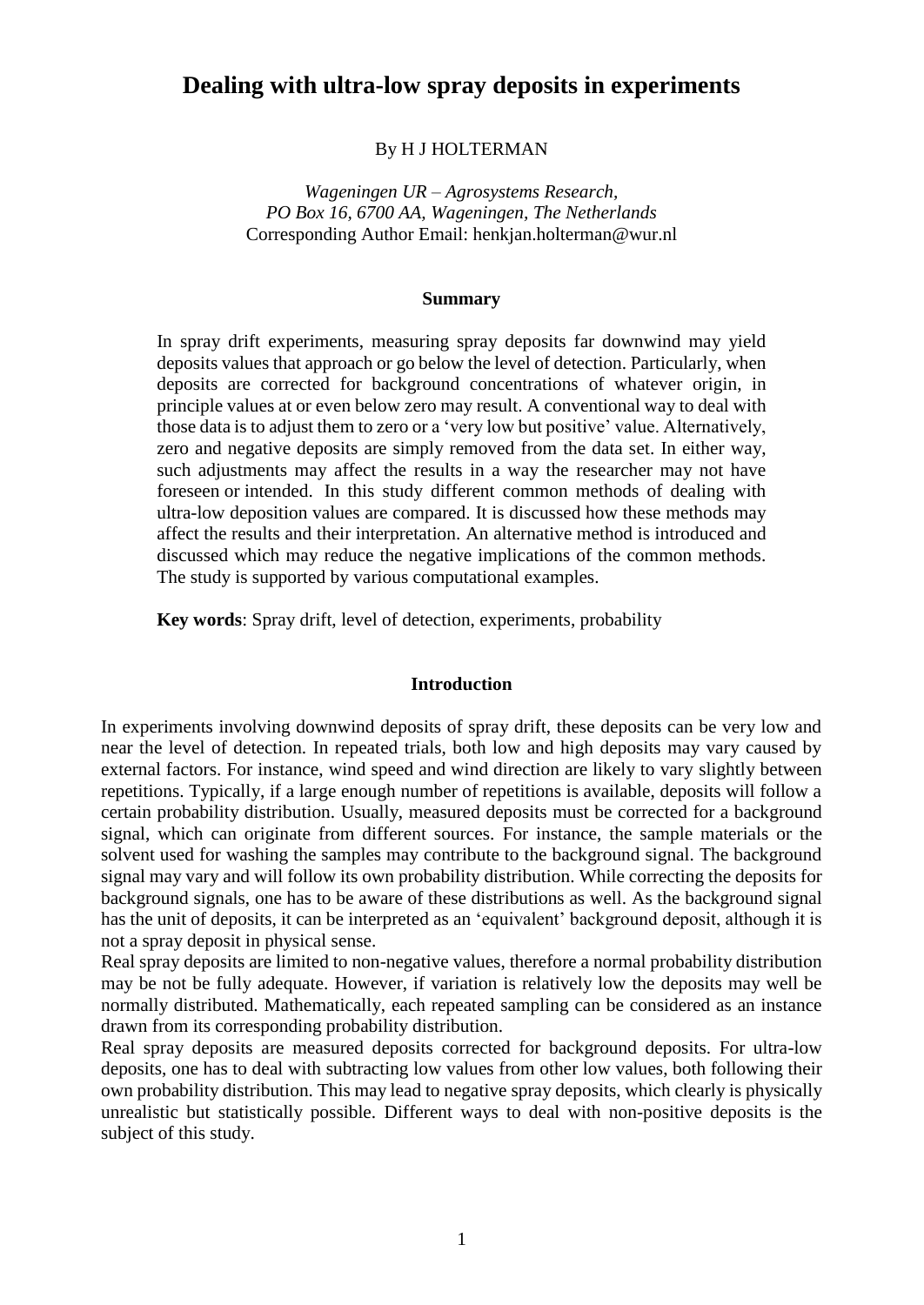# Dealing with ultra-low spray deposits in experiments

By H J HOLTERMAN

*Wageningen UR – Agrosystems Research,*
*PO Box 16, 6700 AA, Wageningen, The Netherlands*
Corresponding Author Email: henkjan.holterman@wur.nl

## Summary

In spray drift experiments, measuring spray deposits far downwind may yield deposits values that approach or go below the level of detection. Particularly, when deposits are corrected for background concentrations of whatever origin, in principle values at or even below zero may result. A conventional way to deal with those data is to adjust them to zero or a 'very low but positive' value. Alternatively, zero and negative deposits are simply removed from the data set. In either way, such adjustments may affect the results in a way the researcher may not have foreseen or intended. In this study different common methods of dealing with ultra-low deposition values are compared. It is discussed how these methods may affect the results and their interpretation. An alternative method is introduced and discussed which may reduce the negative implications of the common methods. The study is supported by various computational examples.

**Key words**: Spray drift, level of detection, experiments, probability

## Introduction

In experiments involving downwind deposits of spray drift, these deposits can be very low and near the level of detection. In repeated trials, both low and high deposits may vary caused by external factors. For instance, wind speed and wind direction are likely to vary slightly between repetitions. Typically, if a large enough number of repetitions is available, deposits will follow a certain probability distribution. Usually, measured deposits must be corrected for a background signal, which can originate from different sources. For instance, the sample materials or the solvent used for washing the samples may contribute to the background signal. The background signal may vary and will follow its own probability distribution. While correcting the deposits for background signals, one has to be aware of these distributions as well. As the background signal has the unit of deposits, it can be interpreted as an 'equivalent' background deposit, although it is not a spray deposit in physical sense.

Real spray deposits are limited to non-negative values, therefore a normal probability distribution may be not be fully adequate. However, if variation is relatively low the deposits may well be normally distributed. Mathematically, each repeated sampling can be considered as an instance drawn from its corresponding probability distribution.

Real spray deposits are measured deposits corrected for background deposits. For ultra-low deposits, one has to deal with subtracting low values from other low values, both following their own probability distribution. This may lead to negative spray deposits, which clearly is physically unrealistic but statistically possible. Different ways to deal with non-positive deposits is the subject of this study.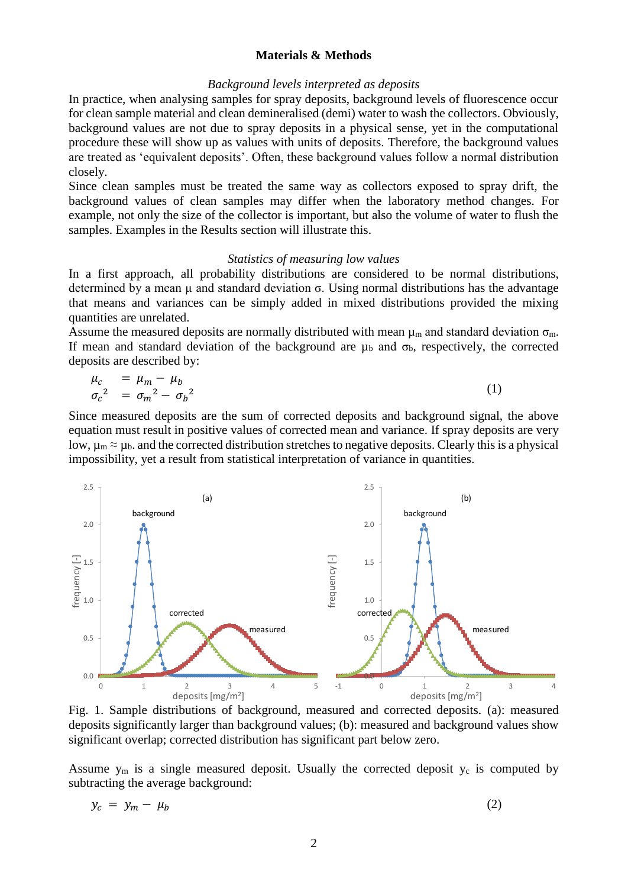## Materials & Methods

### *Background levels interpreted as deposits*

In practice, when analysing samples for spray deposits, background levels of fluorescence occur for clean sample material and clean demineralised (demi) water to wash the collectors. Obviously, background values are not due to spray deposits in a physical sense, yet in the computational procedure these will show up as values with units of deposits. Therefore, the background values are treated as 'equivalent deposits'. Often, these background values follow a normal distribution closely.

Since clean samples must be treated the same way as collectors exposed to spray drift, the background values of clean samples may differ when the laboratory method changes. For example, not only the size of the collector is important, but also the volume of water to flush the samples. Examples in the Results section will illustrate this.

### *Statistics of measuring low values*

In a first approach, all probability distributions are considered to be normal distributions, determined by a mean $\mu$ and standard deviation $\sigma$. Using normal distributions has the advantage that means and variances can be simply added in mixed distributions provided the mixing quantities are unrelated.

Assume the measured deposits are normally distributed with mean $\mu_m$ and standard deviation $\sigma_m$. If mean and standard deviation of the background are $\mu_b$ and $\sigma_b$, respectively, the corrected deposits are described by:

$$
\begin{aligned}
\mu_c &= \mu_m - \mu_b \\
\sigma_c^{\,2} &= \sigma_m^{\,2} - \sigma_b^{\,2}
\end{aligned}
\tag{1}
$$

Since measured deposits are the sum of corrected deposits and background signal, the above equation must result in positive values of corrected mean and variance. If spray deposits are very low, $\mu_m \approx \mu_b$. and the corrected distribution stretches to negative deposits. Clearly this is a physical impossibility, yet a result from statistical interpretation of variance in quantities.

Fig. 1. Sample distributions of background, measured and corrected deposits. (a): measured deposits significantly larger than background values; (b): measured and background values show significant overlap; corrected distribution has significant part below zero.

Assume $y_m$ is a single measured deposit. Usually the corrected deposit $y_c$ is computed by subtracting the average background:

$$
y_c = y_m - \mu_b \tag{2}
$$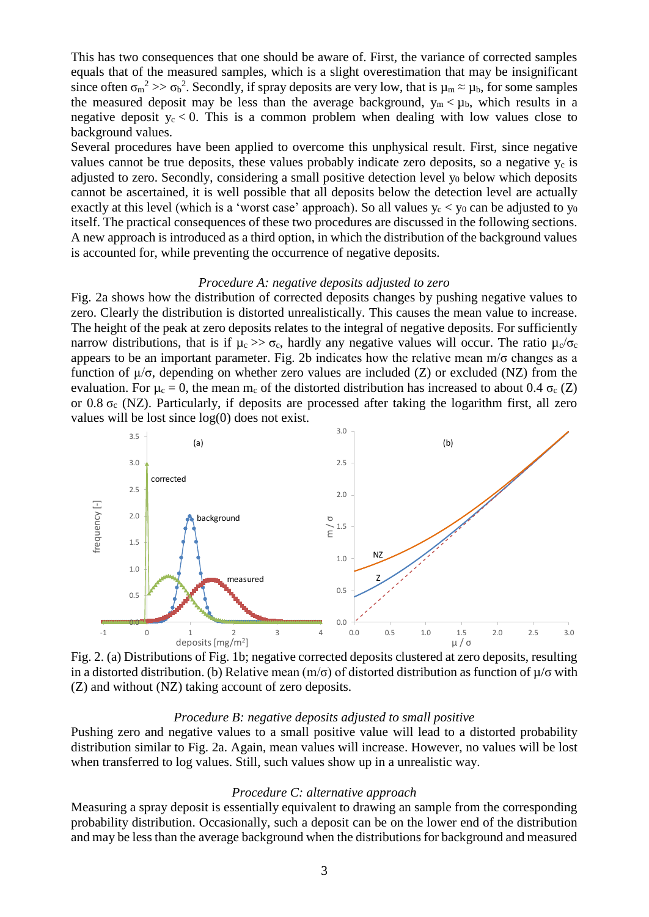This has two consequences that one should be aware of. First, the variance of corrected samples equals that of the measured samples, which is a slight overestimation that may be insignificant since often $\sigma_m^2 >> \sigma_b^2$. Secondly, if spray deposits are very low, that is $\mu_m \approx \mu_b$, for some samples the measured deposit may be less than the average background, $y_m < \mu_b$, which results in a negative deposit $y_c < 0$. This is a common problem when dealing with low values close to background values.

Several procedures have been applied to overcome this unphysical result. First, since negative values cannot be true deposits, these values probably indicate zero deposits, so a negative $y_c$ is adjusted to zero. Secondly, considering a small positive detection level $y_0$ below which deposits cannot be ascertained, it is well possible that all deposits below the detection level are actually exactly at this level (which is a 'worst case' approach). So all values $y_c < y_0$ can be adjusted to $y_0$ itself. The practical consequences of these two procedures are discussed in the following sections. A new approach is introduced as a third option, in which the distribution of the background values is accounted for, while preventing the occurrence of negative deposits.

### *Procedure A: negative deposits adjusted to zero*

Fig. 2a shows how the distribution of corrected deposits changes by pushing negative values to zero. Clearly the distribution is distorted unrealistically. This causes the mean value to increase. The height of the peak at zero deposits relates to the integral of negative deposits. For sufficiently narrow distributions, that is if $\mu_c >> \sigma_c$, hardly any negative values will occur. The ratio $\mu_c/\sigma_c$ appears to be an important parameter. Fig. 2b indicates how the relative mean $m/\sigma$ changes as a function of $\mu/\sigma$, depending on whether zero values are included (Z) or excluded (NZ) from the evaluation. For $\mu_c = 0$, the mean $m_c$ of the distorted distribution has increased to about 0.4 $\sigma_c$ (Z) or 0.8 $\sigma_c$ (NZ). Particularly, if deposits are processed after taking the logarithm first, all zero values will be lost since log(0) does not exist.

Fig. 2. (a) Distributions of Fig. 1b; negative corrected deposits clustered at zero deposits, resulting in a distorted distribution. (b) Relative mean ($m/\sigma$) of distorted distribution as function of $\mu/\sigma$ with (Z) and without (NZ) taking account of zero deposits.

### *Procedure B: negative deposits adjusted to small positive*

Pushing zero and negative values to a small positive value will lead to a distorted probability distribution similar to Fig. 2a. Again, mean values will increase. However, no values will be lost when transferred to log values. Still, such values show up in a unrealistic way.

### *Procedure C: alternative approach*

Measuring a spray deposit is essentially equivalent to drawing an sample from the corresponding probability distribution. Occasionally, such a deposit can be on the lower end of the distribution and may be less than the average background when the distributions for background and measured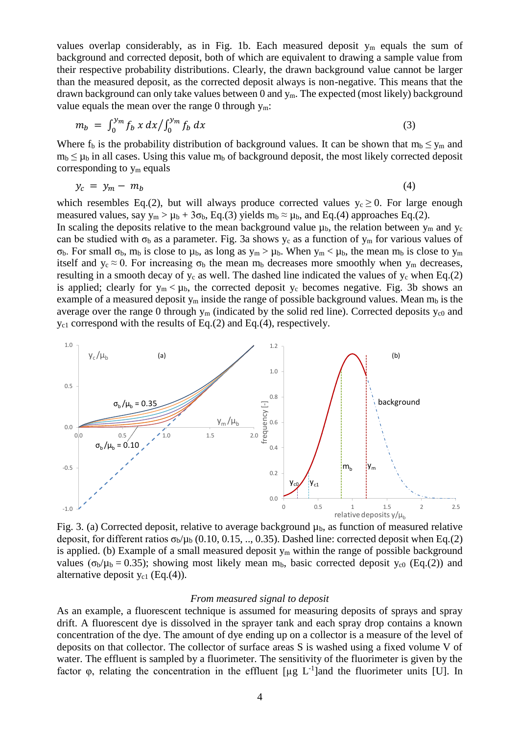values overlap considerably, as in Fig. 1b. Each measured deposit $y_m$ equals the sum of background and corrected deposit, both of which are equivalent to drawing a sample value from their respective probability distributions. Clearly, the drawn background value cannot be larger than the measured deposit, as the corrected deposit always is non-negative. This means that the drawn background can only take values between 0 and $y_m$. The expected (most likely) background value equals the mean over the range 0 through $y_m$:

$$m_b = \int_0^{y_m} f_b \, x \, dx \Big/ \int_0^{y_m} f_b \, dx \tag{3}$$

Where $f_b$ is the probability distribution of background values. It can be shown that $m_b \leq y_m$ and $m_b \leq \mu_b$ in all cases. Using this value $m_b$ of background deposit, the most likely corrected deposit corresponding to $y_m$ equals

$$y_c = y_m - m_b \tag{4}$$

which resembles Eq.(2), but will always produce corrected values $y_c \geq 0$. For large enough measured values, say $y_m > \mu_b + 3\sigma_b$, Eq.(3) yields $m_b \approx \mu_b$, and Eq.(4) approaches Eq.(2).

In scaling the deposits relative to the mean background value $\mu_b$, the relation between $y_m$ and $y_c$ can be studied with $\sigma_b$ as a parameter. Fig. 3a shows $y_c$ as a function of $y_m$ for various values of $\sigma_b$. For small $\sigma_b$, $m_b$ is close to $\mu_b$, as long as $y_m > \mu_b$. When $y_m < \mu_b$, the mean $m_b$ is close to $y_m$ itself and $y_c \approx 0$. For increasing $\sigma_b$ the mean $m_b$ decreases more smoothly when $y_m$ decreases, resulting in a smooth decay of $y_c$ as well. The dashed line indicated the values of $y_c$ when Eq.(2) is applied; clearly for $y_m < \mu_b$, the corrected deposit $y_c$ becomes negative. Fig. 3b shows an example of a measured deposit $y_m$ inside the range of possible background values. Mean $m_b$ is the average over the range 0 through $y_m$ (indicated by the solid red line). Corrected deposits $y_{c0}$ and $y_{c1}$ correspond with the results of Eq.(2) and Eq.(4), respectively.

Fig. 3. (a) Corrected deposit, relative to average background $\mu_b$, as function of measured relative deposit, for different ratios $\sigma_b/\mu_b$ (0.10, 0.15, .., 0.35). Dashed line: corrected deposit when Eq.(2) is applied. (b) Example of a small measured deposit $y_m$ within the range of possible background values ($\sigma_b/\mu_b = 0.35$); showing most likely mean $m_b$, basic corrected deposit $y_{c0}$ (Eq.(2)) and alternative deposit $y_{c1}$ (Eq.(4)).

*From measured signal to deposit*

As an example, a fluorescent technique is assumed for measuring deposits of sprays and spray drift. A fluorescent dye is dissolved in the sprayer tank and each spray drop contains a known concentration of the dye. The amount of dye ending up on a collector is a measure of the level of deposits on that collector. The collector of surface areas S is washed using a fixed volume V of water. The effluent is sampled by a fluorimeter. The sensitivity of the fluorimeter is given by the factor φ, relating the concentration in the effluent [µg $L^{-1}$]and the fluorimeter units [U]. In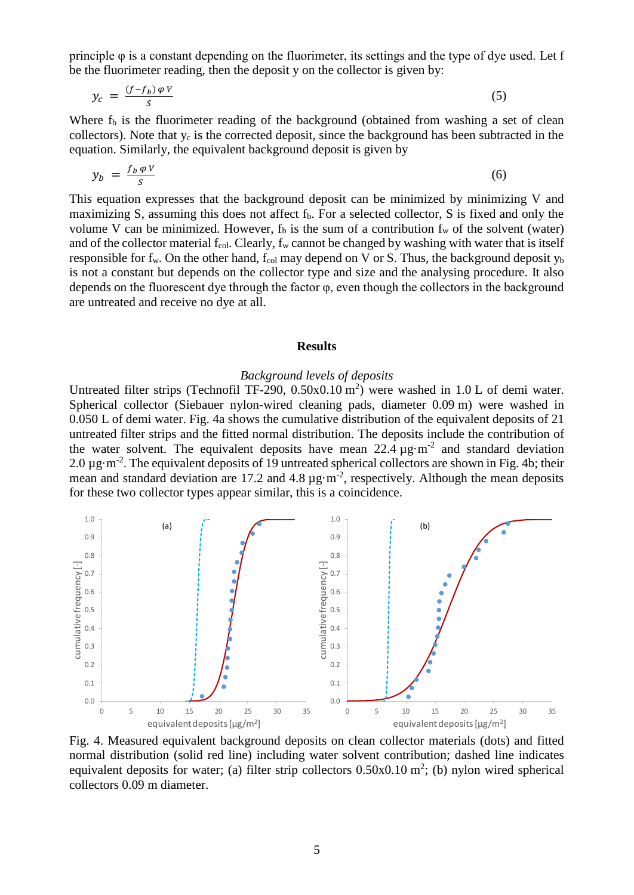principle $\varphi$ is a constant depending on the fluorimeter, its settings and the type of dye used. Let f be the fluorimeter reading, then the deposit y on the collector is given by:

$$y_c = \frac{(f - f_b)\,\varphi\, V}{S} \tag{5}$$

Where $f_b$ is the fluorimeter reading of the background (obtained from washing a set of clean collectors). Note that $y_c$ is the corrected deposit, since the background has been subtracted in the equation. Similarly, the equivalent background deposit is given by

$$y_b = \frac{f_b\,\varphi\, V}{S} \tag{6}$$

This equation expresses that the background deposit can be minimized by minimizing V and maximizing S, assuming this does not affect $f_b$. For a selected collector, S is fixed and only the volume V can be minimized. However, $f_b$ is the sum of a contribution $f_w$ of the solvent (water) and of the collector material $f_{col}$. Clearly, $f_w$ cannot be changed by washing with water that is itself responsible for $f_w$. On the other hand, $f_{col}$ may depend on V or S. Thus, the background deposit $y_b$ is not a constant but depends on the collector type and size and the analysing procedure. It also depends on the fluorescent dye through the factor $\varphi$, even though the collectors in the background are untreated and receive no dye at all.

## Results

### *Background levels of deposits*

Untreated filter strips (Technofil TF-290, 0.50x0.10 $m^2$) were washed in 1.0 L of demi water. Spherical collector (Siebauer nylon-wired cleaning pads, diameter 0.09 m) were washed in 0.050 L of demi water. Fig. 4a shows the cumulative distribution of the equivalent deposits of 21 untreated filter strips and the fitted normal distribution. The deposits include the contribution of the water solvent. The equivalent deposits have mean 22.4 $\mu g \cdot m^{-2}$ and standard deviation 2.0 $\mu g \cdot m^{-2}$. The equivalent deposits of 19 untreated spherical collectors are shown in Fig. 4b; their mean and standard deviation are 17.2 and 4.8 $\mu g \cdot m^{-2}$, respectively. Although the mean deposits for these two collector types appear similar, this is a coincidence.

Fig. 4. Measured equivalent background deposits on clean collector materials (dots) and fitted normal distribution (solid red line) including water solvent contribution; dashed line indicates equivalent deposits for water; (a) filter strip collectors 0.50x0.10 $m^2$; (b) nylon wired spherical collectors 0.09 m diameter.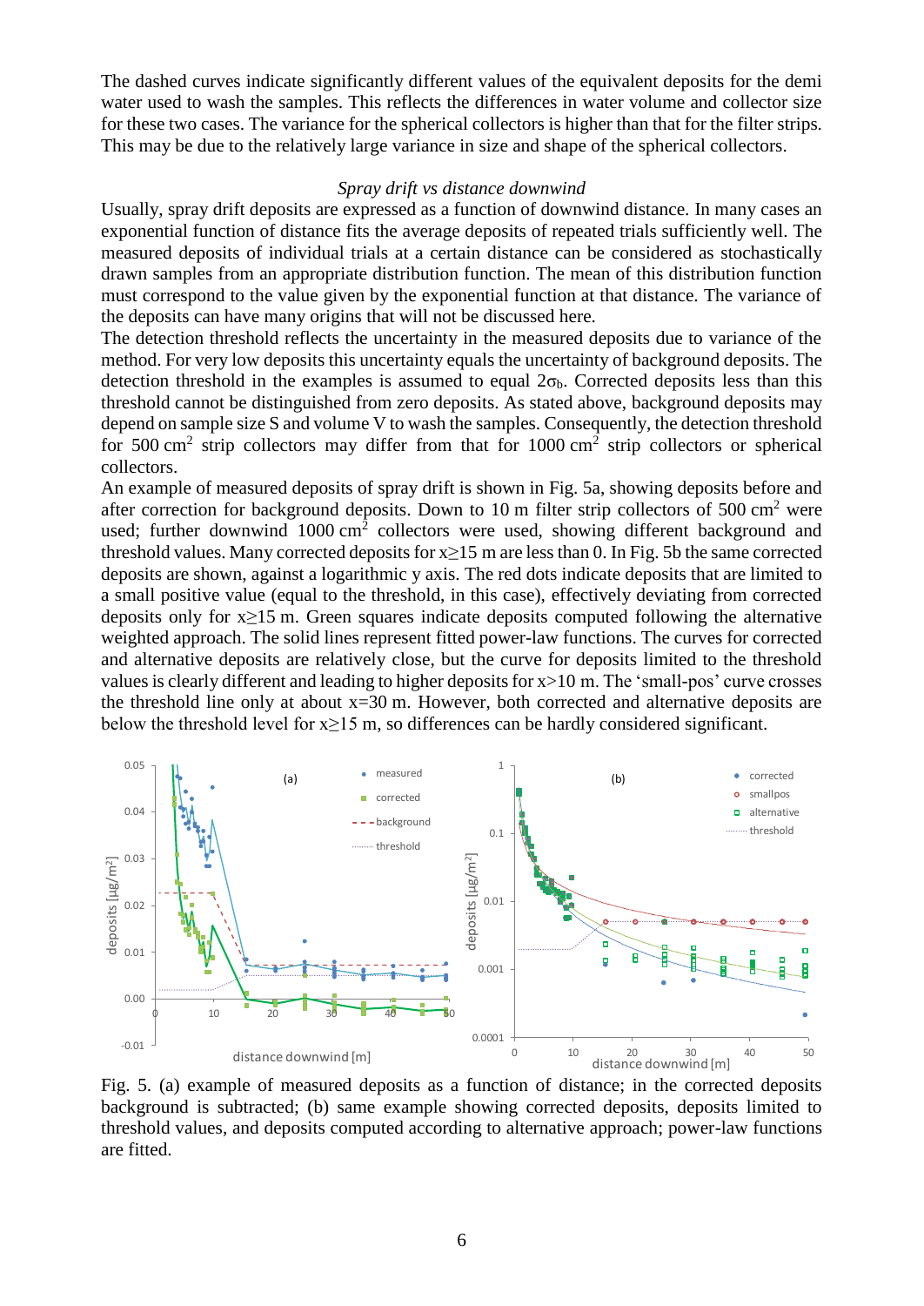The dashed curves indicate significantly different values of the equivalent deposits for the demi water used to wash the samples. This reflects the differences in water volume and collector size for these two cases. The variance for the spherical collectors is higher than that for the filter strips. This may be due to the relatively large variance in size and shape of the spherical collectors.

### *Spray drift vs distance downwind*

Usually, spray drift deposits are expressed as a function of downwind distance. In many cases an exponential function of distance fits the average deposits of repeated trials sufficiently well. The measured deposits of individual trials at a certain distance can be considered as stochastically drawn samples from an appropriate distribution function. The mean of this distribution function must correspond to the value given by the exponential function at that distance. The variance of the deposits can have many origins that will not be discussed here.

The detection threshold reflects the uncertainty in the measured deposits due to variance of the method. For very low deposits this uncertainty equals the uncertainty of background deposits. The detection threshold in the examples is assumed to equal $2\sigma_b$. Corrected deposits less than this threshold cannot be distinguished from zero deposits. As stated above, background deposits may depend on sample size S and volume V to wash the samples. Consequently, the detection threshold for 500 $cm^2$ strip collectors may differ from that for 1000 $cm^2$ strip collectors or spherical collectors.

An example of measured deposits of spray drift is shown in Fig. 5a, showing deposits before and after correction for background deposits. Down to 10 m filter strip collectors of 500 $cm^2$ were used; further downwind 1000 $cm^2$ collectors were used, showing different background and threshold values. Many corrected deposits for $x \geq 15$ m are less than 0. In Fig. 5b the same corrected deposits are shown, against a logarithmic y axis. The red dots indicate deposits that are limited to a small positive value (equal to the threshold, in this case), effectively deviating from corrected deposits only for $x \geq 15$ m. Green squares indicate deposits computed following the alternative weighted approach. The solid lines represent fitted power-law functions. The curves for corrected and alternative deposits are relatively close, but the curve for deposits limited to the threshold values is clearly different and leading to higher deposits for $x > 10$ m. The 'small-pos' curve crosses the threshold line only at about $x = 30$ m. However, both corrected and alternative deposits are below the threshold level for $x \geq 15$ m, so differences can be hardly considered significant.

Fig. 5. (a) example of measured deposits as a function of distance; in the corrected deposits background is subtracted; (b) same example showing corrected deposits, deposits limited to threshold values, and deposits computed according to alternative approach; power-law functions are fitted.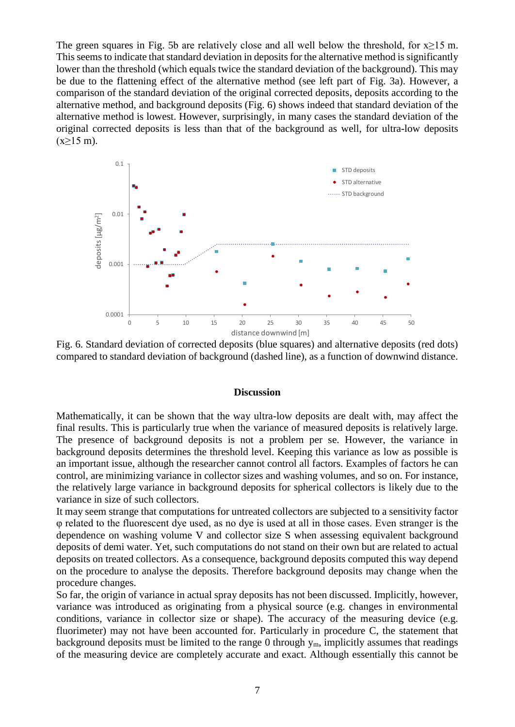The green squares in Fig. 5b are relatively close and all well below the threshold, for $x \geq 15$ m. This seems to indicate that standard deviation in deposits for the alternative method is significantly lower than the threshold (which equals twice the standard deviation of the background). This may be due to the flattening effect of the alternative method (see left part of Fig. 3a). However, a comparison of the standard deviation of the original corrected deposits, deposits according to the alternative method, and background deposits (Fig. 6) shows indeed that standard deviation of the alternative method is lowest. However, surprisingly, in many cases the standard deviation of the original corrected deposits is less than that of the background as well, for ultra-low deposits ($x \geq 15$ m).

Fig. 6. Standard deviation of corrected deposits (blue squares) and alternative deposits (red dots) compared to standard deviation of background (dashed line), as a function of downwind distance.

## Discussion

Mathematically, it can be shown that the way ultra-low deposits are dealt with, may affect the final results. This is particularly true when the variance of measured deposits is relatively large. The presence of background deposits is not a problem per se. However, the variance in background deposits determines the threshold level. Keeping this variance as low as possible is an important issue, although the researcher cannot control all factors. Examples of factors he can control, are minimizing variance in collector sizes and washing volumes, and so on. For instance, the relatively large variance in background deposits for spherical collectors is likely due to the variance in size of such collectors.

It may seem strange that computations for untreated collectors are subjected to a sensitivity factor $\varphi$ related to the fluorescent dye used, as no dye is used at all in those cases. Even stranger is the dependence on washing volume $V$ and collector size $S$ when assessing equivalent background deposits of demi water. Yet, such computations do not stand on their own but are related to actual deposits on treated collectors. As a consequence, background deposits computed this way depend on the procedure to analyse the deposits. Therefore background deposits may change when the procedure changes.

So far, the origin of variance in actual spray deposits has not been discussed. Implicitly, however, variance was introduced as originating from a physical source (e.g. changes in environmental conditions, variance in collector size or shape). The accuracy of the measuring device (e.g. fluorimeter) may not have been accounted for. Particularly in procedure C, the statement that background deposits must be limited to the range 0 through $y_m$, implicitly assumes that readings of the measuring device are completely accurate and exact. Although essentially this cannot be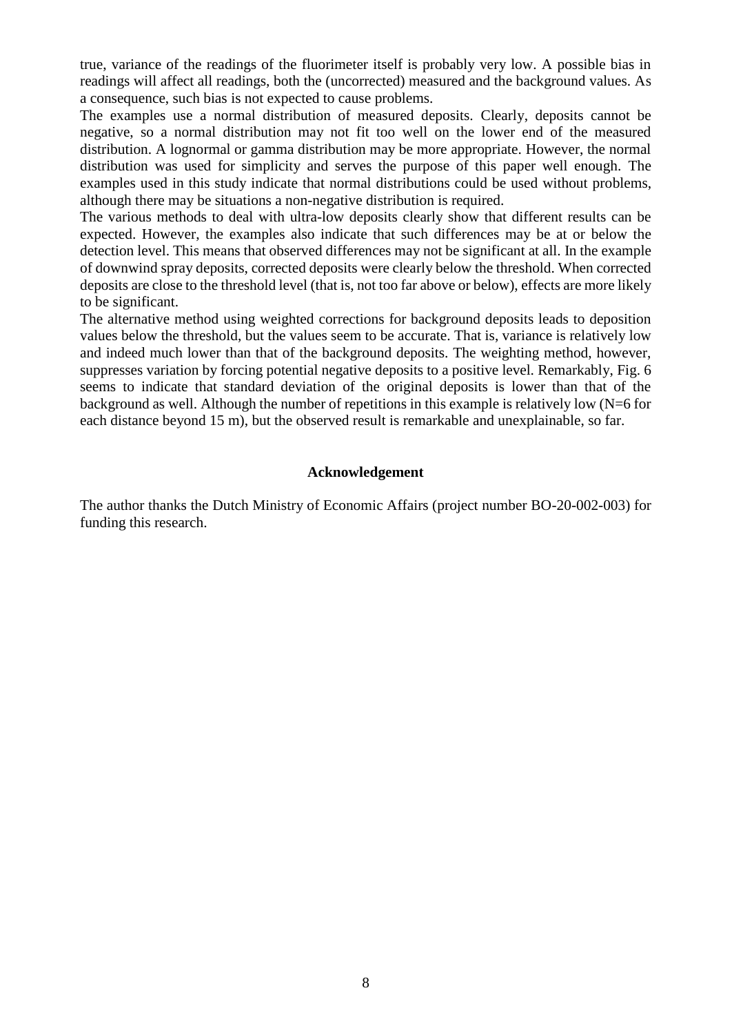true, variance of the readings of the fluorimeter itself is probably very low. A possible bias in readings will affect all readings, both the (uncorrected) measured and the background values. As a consequence, such bias is not expected to cause problems.

The examples use a normal distribution of measured deposits. Clearly, deposits cannot be negative, so a normal distribution may not fit too well on the lower end of the measured distribution. A lognormal or gamma distribution may be more appropriate. However, the normal distribution was used for simplicity and serves the purpose of this paper well enough. The examples used in this study indicate that normal distributions could be used without problems, although there may be situations a non-negative distribution is required.

The various methods to deal with ultra-low deposits clearly show that different results can be expected. However, the examples also indicate that such differences may be at or below the detection level. This means that observed differences may not be significant at all. In the example of downwind spray deposits, corrected deposits were clearly below the threshold. When corrected deposits are close to the threshold level (that is, not too far above or below), effects are more likely to be significant.

The alternative method using weighted corrections for background deposits leads to deposition values below the threshold, but the values seem to be accurate. That is, variance is relatively low and indeed much lower than that of the background deposits. The weighting method, however, suppresses variation by forcing potential negative deposits to a positive level. Remarkably, Fig. 6 seems to indicate that standard deviation of the original deposits is lower than that of the background as well. Although the number of repetitions in this example is relatively low (N=6 for each distance beyond 15 m), but the observed result is remarkable and unexplainable, so far.

## Acknowledgement

The author thanks the Dutch Ministry of Economic Affairs (project number BO-20-002-003) for funding this research.